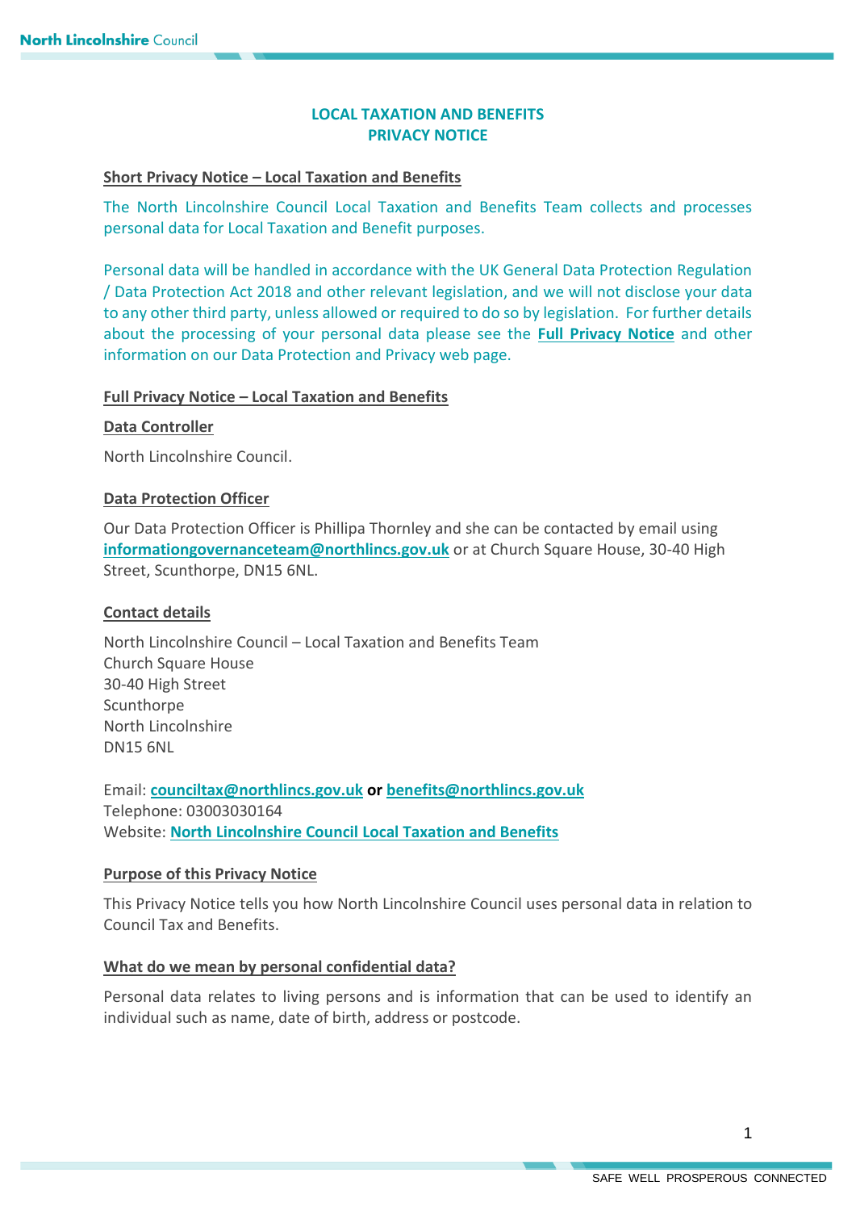# LOCAL TAXATION AND BENEFITS
# PRIVACY NOTICE

## Short Privacy Notice – Local Taxation and Benefits

The North Lincolnshire Council Local Taxation and Benefits Team collects and processes personal data for Local Taxation and Benefit purposes.

Personal data will be handled in accordance with the UK General Data Protection Regulation / Data Protection Act 2018 and other relevant legislation, and we will not disclose your data to any other third party, unless allowed or required to do so by legislation. For further details about the processing of your personal data please see the **Full Privacy Notice** and other information on our Data Protection and Privacy web page.

## Full Privacy Notice – Local Taxation and Benefits

### Data Controller

North Lincolnshire Council.

### Data Protection Officer

Our Data Protection Officer is Phillipa Thornley and she can be contacted by email using **informationgovernanceteam@northlincs.gov.uk** or at Church Square House, 30-40 High Street, Scunthorpe, DN15 6NL.

### Contact details

North Lincolnshire Council – Local Taxation and Benefits Team
Church Square House
30-40 High Street
Scunthorpe
North Lincolnshire
DN15 6NL

Email: **counciltax@northlincs.gov.uk** **or** **benefits@northlincs.gov.uk**
Telephone: 03003030164
Website: **North Lincolnshire Council Local Taxation and Benefits**

### Purpose of this Privacy Notice

This Privacy Notice tells you how North Lincolnshire Council uses personal data in relation to Council Tax and Benefits.

### What do we mean by personal confidential data?

Personal data relates to living persons and is information that can be used to identify an individual such as name, date of birth, address or postcode.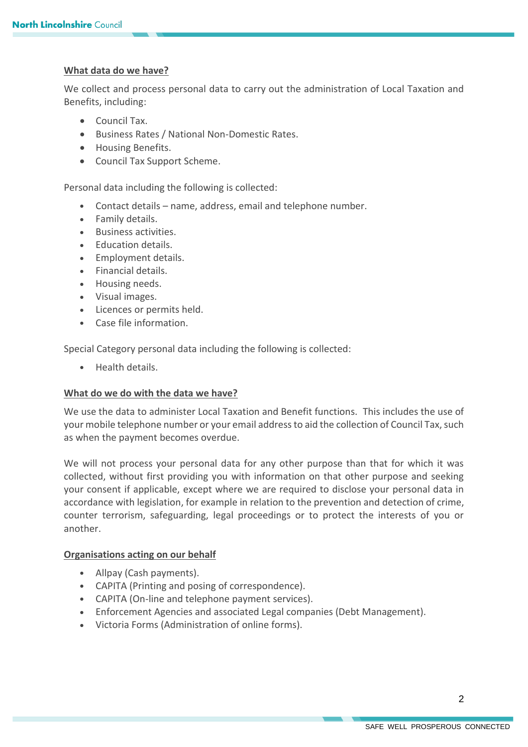## What data do we have?

We collect and process personal data to carry out the administration of Local Taxation and Benefits, including:

- Council Tax.
- Business Rates / National Non-Domestic Rates.
- Housing Benefits.
- Council Tax Support Scheme.

Personal data including the following is collected:

- Contact details – name, address, email and telephone number.
- Family details.
- Business activities.
- Education details.
- Employment details.
- Financial details.
- Housing needs.
- Visual images.
- Licences or permits held.
- Case file information.

Special Category personal data including the following is collected:

- Health details.

## What do we do with the data we have?

We use the data to administer Local Taxation and Benefit functions. This includes the use of your mobile telephone number or your email address to aid the collection of Council Tax, such as when the payment becomes overdue.

We will not process your personal data for any other purpose than that for which it was collected, without first providing you with information on that other purpose and seeking your consent if applicable, except where we are required to disclose your personal data in accordance with legislation, for example in relation to the prevention and detection of crime, counter terrorism, safeguarding, legal proceedings or to protect the interests of you or another.

## Organisations acting on our behalf

- Allpay (Cash payments).
- CAPITA (Printing and posing of correspondence).
- CAPITA (On-line and telephone payment services).
- Enforcement Agencies and associated Legal companies (Debt Management).
- Victoria Forms (Administration of online forms).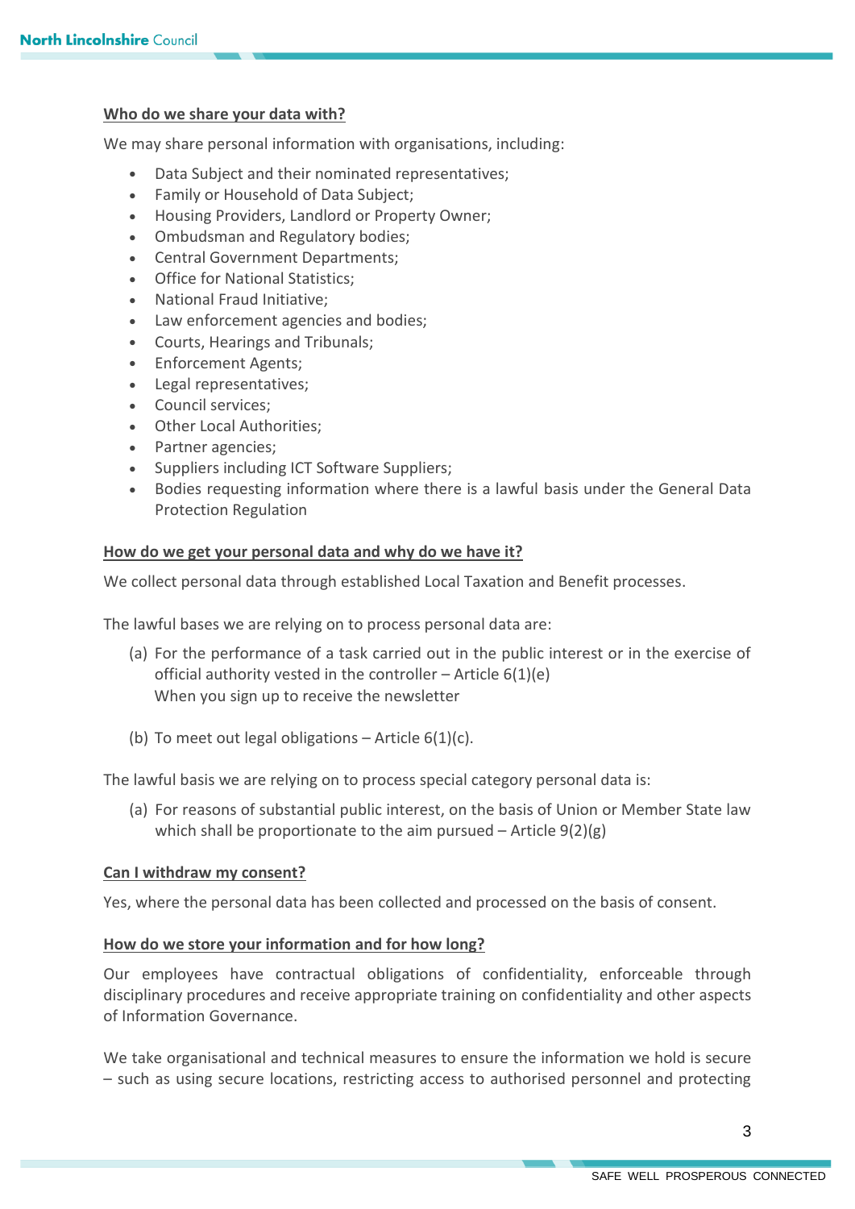**Who do we share your data with?**

We may share personal information with organisations, including:

- Data Subject and their nominated representatives;
- Family or Household of Data Subject;
- Housing Providers, Landlord or Property Owner;
- Ombudsman and Regulatory bodies;
- Central Government Departments;
- Office for National Statistics;
- National Fraud Initiative;
- Law enforcement agencies and bodies;
- Courts, Hearings and Tribunals;
- Enforcement Agents;
- Legal representatives;
- Council services;
- Other Local Authorities;
- Partner agencies;
- Suppliers including ICT Software Suppliers;
- Bodies requesting information where there is a lawful basis under the General Data Protection Regulation

**How do we get your personal data and why do we have it?**

We collect personal data through established Local Taxation and Benefit processes.

The lawful bases we are relying on to process personal data are:

(a) For the performance of a task carried out in the public interest or in the exercise of official authority vested in the controller – Article 6(1)(e)
When you sign up to receive the newsletter

(b) To meet out legal obligations – Article 6(1)(c).

The lawful basis we are relying on to process special category personal data is:

(a) For reasons of substantial public interest, on the basis of Union or Member State law which shall be proportionate to the aim pursued – Article 9(2)(g)

**Can I withdraw my consent?**

Yes, where the personal data has been collected and processed on the basis of consent.

**How do we store your information and for how long?**

Our employees have contractual obligations of confidentiality, enforceable through disciplinary procedures and receive appropriate training on confidentiality and other aspects of Information Governance.

We take organisational and technical measures to ensure the information we hold is secure – such as using secure locations, restricting access to authorised personnel and protecting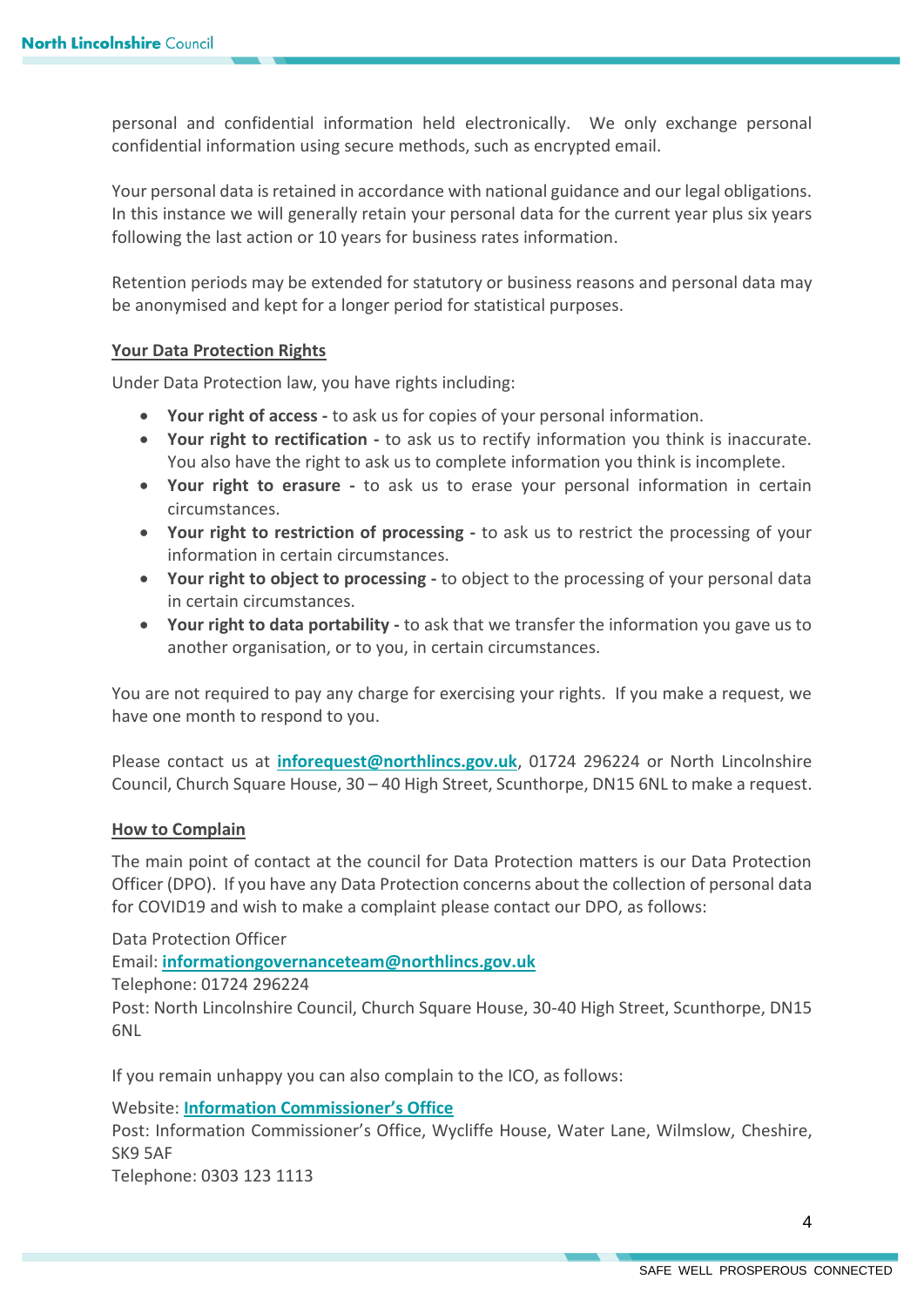personal and confidential information held electronically. We only exchange personal confidential information using secure methods, such as encrypted email.

Your personal data is retained in accordance with national guidance and our legal obligations. In this instance we will generally retain your personal data for the current year plus six years following the last action or 10 years for business rates information.

Retention periods may be extended for statutory or business reasons and personal data may be anonymised and kept for a longer period for statistical purposes.

## Your Data Protection Rights

Under Data Protection law, you have rights including:

- **Your right of access -** to ask us for copies of your personal information.
- **Your right to rectification -** to ask us to rectify information you think is inaccurate. You also have the right to ask us to complete information you think is incomplete.
- **Your right to erasure -** to ask us to erase your personal information in certain circumstances.
- **Your right to restriction of processing -** to ask us to restrict the processing of your information in certain circumstances.
- **Your right to object to processing -** to object to the processing of your personal data in certain circumstances.
- **Your right to data portability -** to ask that we transfer the information you gave us to another organisation, or to you, in certain circumstances.

You are not required to pay any charge for exercising your rights. If you make a request, we have one month to respond to you.

Please contact us at **inforequest@northlincs.gov.uk**, 01724 296224 or North Lincolnshire Council, Church Square House, 30 – 40 High Street, Scunthorpe, DN15 6NL to make a request.

## How to Complain

The main point of contact at the council for Data Protection matters is our Data Protection Officer (DPO). If you have any Data Protection concerns about the collection of personal data for COVID19 and wish to make a complaint please contact our DPO, as follows:

Data Protection Officer
Email: **informationgovernanceteam@northlincs.gov.uk**
Telephone: 01724 296224
Post: North Lincolnshire Council, Church Square House, 30-40 High Street, Scunthorpe, DN15 6NL

If you remain unhappy you can also complain to the ICO, as follows:

Website: **Information Commissioner's Office**
Post: Information Commissioner's Office, Wycliffe House, Water Lane, Wilmslow, Cheshire, SK9 5AF
Telephone: 0303 123 1113